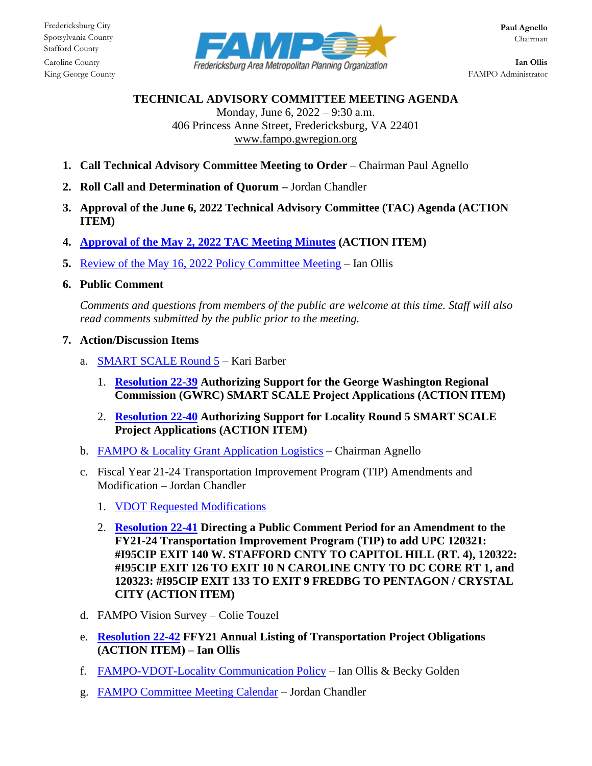Fredericksburg City
Spotsylvania County
Stafford County
Caroline County
King George County

FAMPO
Fredericksburg Area Metropolitan Planning Organization

**Paul Agnello**
Chairman

**Ian Ollis**
FAMPO Administrator

# TECHNICAL ADVISORY COMMITTEE MEETING AGENDA

Monday, June 6, 2022 – 9:30 a.m.
406 Princess Anne Street, Fredericksburg, VA 22401
www.fampo.gwregion.org

1. **Call Technical Advisory Committee Meeting to Order** – Chairman Paul Agnello
2. **Roll Call and Determination of Quorum** – Jordan Chandler
3. **Approval of the June 6, 2022 Technical Advisory Committee (TAC) Agenda (ACTION ITEM)**
4. **Approval of the May 2, 2022 TAC Meeting Minutes (ACTION ITEM)**
5. Review of the May 16, 2022 Policy Committee Meeting – Ian Ollis
6. **Public Comment**

   *Comments and questions from members of the public are welcome at this time. Staff will also read comments submitted by the public prior to the meeting.*

7. **Action/Discussion Items**

   a. SMART SCALE Round 5 – Kari Barber

      1. **Resolution 22-39 Authorizing Support for the George Washington Regional Commission (GWRC) SMART SCALE Project Applications (ACTION ITEM)**
      2. **Resolution 22-40 Authorizing Support for Locality Round 5 SMART SCALE Project Applications (ACTION ITEM)**

   b. FAMPO & Locality Grant Application Logistics – Chairman Agnello

   c. Fiscal Year 21-24 Transportation Improvement Program (TIP) Amendments and Modification – Jordan Chandler

      1. VDOT Requested Modifications
      2. **Resolution 22-41 Directing a Public Comment Period for an Amendment to the FY21-24 Transportation Improvement Program (TIP) to add UPC 120321: #I95CIP EXIT 140 W. STAFFORD CNTY TO CAPITOL HILL (RT. 4), 120322: #I95CIP EXIT 126 TO EXIT 10 N CAROLINE CNTY TO DC CORE RT 1, and 120323: #I95CIP EXIT 133 TO EXIT 9 FREDBG TO PENTAGON / CRYSTAL CITY (ACTION ITEM)**

   d. FAMPO Vision Survey – Colie Touzel

   e. **Resolution 22-42 FFY21 Annual Listing of Transportation Project Obligations (ACTION ITEM) – Ian Ollis**

   f. FAMPO-VDOT-Locality Communication Policy – Ian Ollis & Becky Golden

   g. FAMPO Committee Meeting Calendar – Jordan Chandler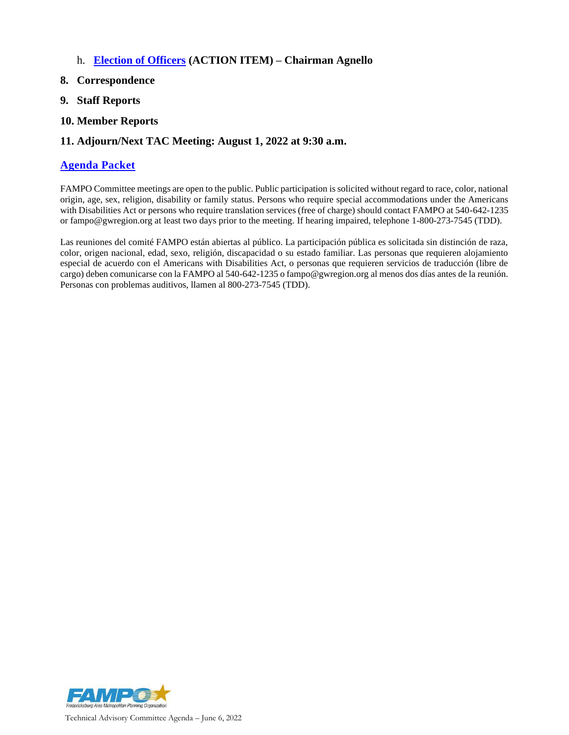h. **Election of Officers (ACTION ITEM) – Chairman Agnello**

**8. Correspondence**

**9. Staff Reports**

**10. Member Reports**

**11. Adjourn/Next TAC Meeting: August 1, 2022 at 9:30 a.m.**

**Agenda Packet**

FAMPO Committee meetings are open to the public. Public participation is solicited without regard to race, color, national origin, age, sex, religion, disability or family status. Persons who require special accommodations under the Americans with Disabilities Act or persons who require translation services (free of charge) should contact FAMPO at 540-642-1235 or fampo@gwregion.org at least two days prior to the meeting. If hearing impaired, telephone 1-800-273-7545 (TDD).

Las reuniones del comité FAMPO están abiertas al público. La participación pública es solicitada sin distinción de raza, color, origen nacional, edad, sexo, religión, discapacidad o su estado familiar. Las personas que requieren alojamiento especial de acuerdo con el Americans with Disabilities Act, o personas que requieren servicios de traducción (libre de cargo) deben comunicarse con la FAMPO al 540-642-1235 o fampo@gwregion.org al menos dos días antes de la reunión. Personas con problemas auditivos, llamen al 800-273-7545 (TDD).